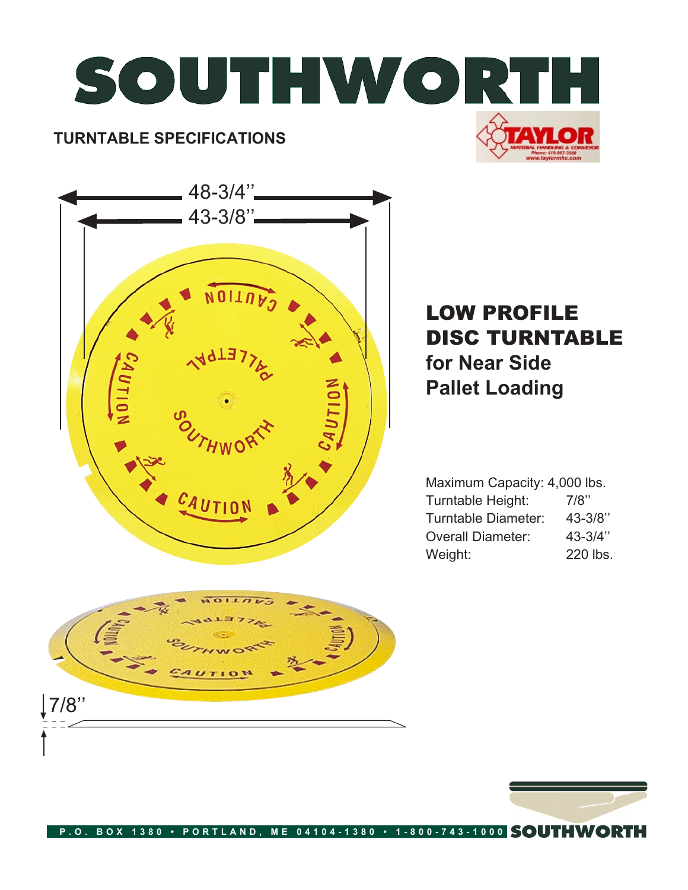# SOUTHWORTH

## TURNTABLE SPECIFICATIONS

48-3/4"

43-3/8"

7/8"

## LOW PROFILE DISC TURNTABLE

### for Near Side Pallet Loading

| | |
|---|---|
| Maximum Capacity: | 4,000 lbs. |
| Turntable Height: | 7/8" |
| Turntable Diameter: | 43-3/8" |
| Overall Diameter: | 43-3/4" |
| Weight: | 220 lbs. |

P.O. BOX 1380 • PORTLAND, ME 04104-1380 • 1-800-743-1000 SOUTHWORTH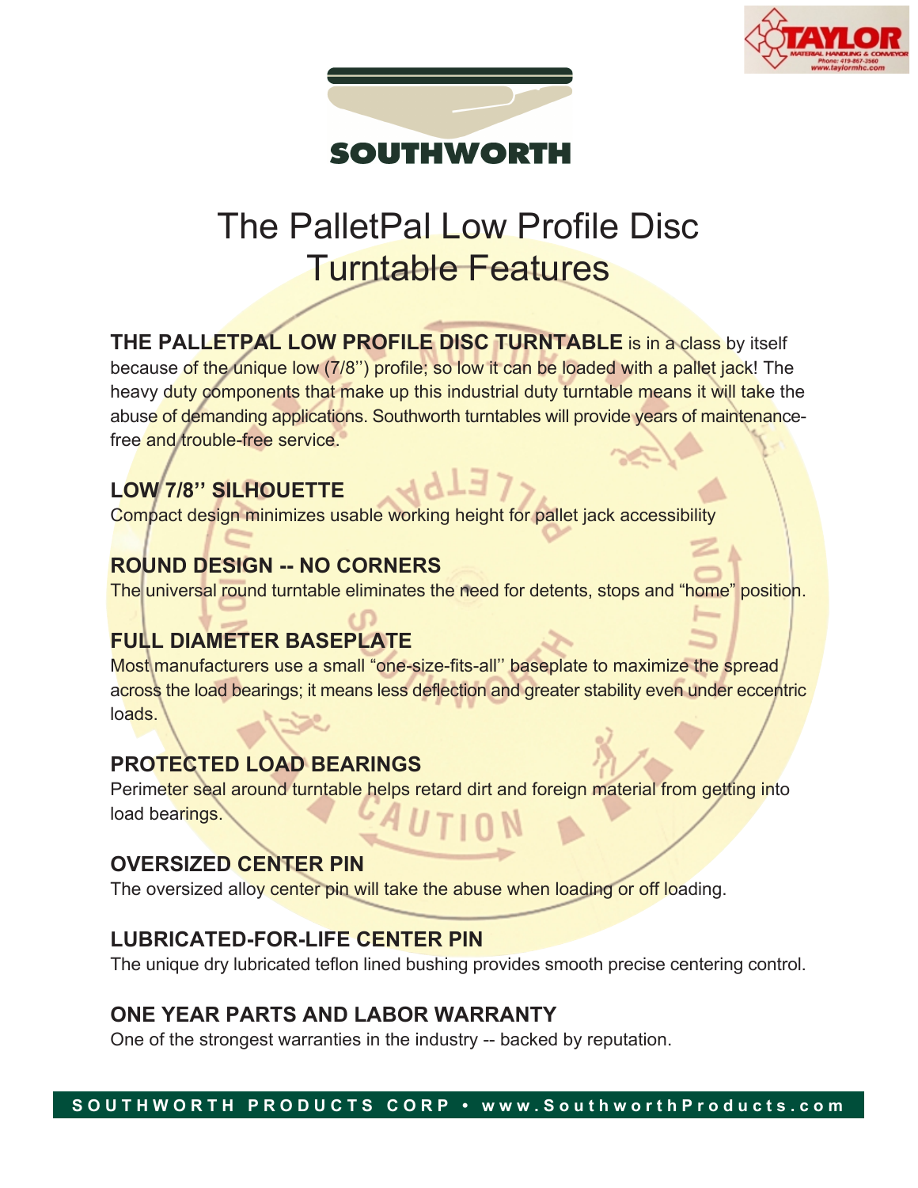# The PalletPal Low Profile Disc Turntable Features

**THE PALLETPAL LOW PROFILE DISC TURNTABLE** is in a class by itself because of the unique low (7/8'') profile; so low it can be loaded with a pallet jack! The heavy duty components that make up this industrial duty turntable means it will take the abuse of demanding applications. Southworth turntables will provide years of maintenance-free and trouble-free service.

## LOW 7/8'' SILHOUETTE

Compact design minimizes usable working height for pallet jack accessibility

## ROUND DESIGN -- NO CORNERS

The universal round turntable eliminates the need for detents, stops and "home" position.

## FULL DIAMETER BASEPLATE

Most manufacturers use a small "one-size-fits-all'' baseplate to maximize the spread across the load bearings; it means less deflection and greater stability even under eccentric loads.

## PROTECTED LOAD BEARINGS

Perimeter seal around turntable helps retard dirt and foreign material from getting into load bearings.

## OVERSIZED CENTER PIN

The oversized alloy center pin will take the abuse when loading or off loading.

## LUBRICATED-FOR-LIFE CENTER PIN

The unique dry lubricated teflon lined bushing provides smooth precise centering control.

## ONE YEAR PARTS AND LABOR WARRANTY

One of the strongest warranties in the industry -- backed by reputation.

SOUTHWORTH PRODUCTS CORP • www.SouthworthProducts.com